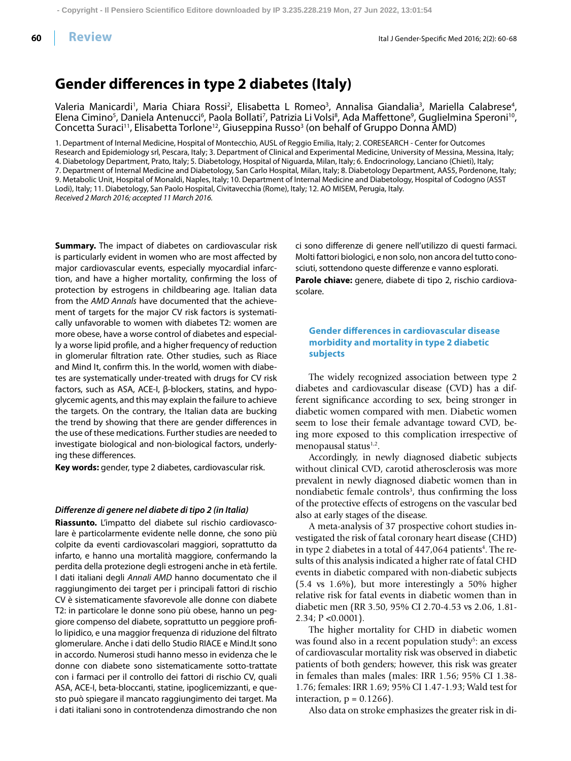Review

# Gender differences in type 2 diabetes (Italy)

Valeria Manicardi[1], Maria Chiara Rossi[2], Elisabetta L Romeo[3], Annalisa Giandalia[3], Mariella Calabrese[4], Elena Cimino[5], Daniela Antenucci[6], Paola Bollati[7], Patrizia Li Volsi[8], Ada Maffettone[9], Guglielmina Speroni[10], Concetta Suraci[11], Elisabetta Torlone[12], Giuseppina Russo[3] (on behalf of Gruppo Donna AMD)

1. Department of Internal Medicine, Hospital of Montecchio, AUSL of Reggio Emilia, Italy; 2. CORESEARCH - Center for Outcomes Research and Epidemiology srl, Pescara, Italy; 3. Department of Clinical and Experimental Medicine, University of Messina, Messina, Italy; 4. Diabetology Department, Prato, Italy; 5. Diabetology, Hospital of Niguarda, Milan, Italy; 6. Endocrinology, Lanciano (Chieti), Italy; 7. Department of Internal Medicine and Diabetology, San Carlo Hospital, Milan, Italy; 8. Diabetology Department, AAS5, Pordenone, Italy; 9. Metabolic Unit, Hospital of Monaldi, Naples, Italy; 10. Department of Internal Medicine and Diabetology, Hospital of Codogno (ASST Lodi), Italy; 11. Diabetology, San Paolo Hospital, Civitavecchia (Rome), Italy; 12. AO MISEM, Perugia, Italy.

*Received 2 March 2016; accepted 11 March 2016.*

**Summary.** The impact of diabetes on cardiovascular risk is particularly evident in women who are most affected by major cardiovascular events, especially myocardial infarction, and have a higher mortality, confirming the loss of protection by estrogens in childbearing age. Italian data from the *AMD Annals* have documented that the achievement of targets for the major CV risk factors is systematically unfavorable to women with diabetes T2: women are more obese, have a worse control of diabetes and especially a worse lipid profile, and a higher frequency of reduction in glomerular filtration rate. Other studies, such as Riace and Mind It, confirm this. In the world, women with diabetes are systematically under-treated with drugs for CV risk factors, such as ASA, ACE-I, β-blockers, statins, and hypoglycemic agents, and this may explain the failure to achieve the targets. On the contrary, the Italian data are bucking the trend by showing that there are gender differences in the use of these medications. Further studies are needed to investigate biological and non-biological factors, underlying these differences.

**Key words:** gender, type 2 diabetes, cardiovascular risk.

***Differenze di genere nel diabete di tipo 2 (in Italia)***

**Riassunto.** L'impatto del diabete sul rischio cardiovascolare è particolarmente evidente nelle donne, che sono più colpite da eventi cardiovascolari maggiori, soprattutto da infarto, e hanno una mortalità maggiore, confermando la perdita della protezione degli estrogeni anche in età fertile. I dati italiani degli *Annali AMD* hanno documentato che il raggiungimento dei target per i principali fattori di rischio CV è sistematicamente sfavorevole alle donne con diabete T2: in particolare le donne sono più obese, hanno un peggiore compenso del diabete, soprattutto un peggiore profilo lipidico, e una maggior frequenza di riduzione del filtrato glomerulare. Anche i dati dello Studio RIACE e Mind.It sono in accordo. Numerosi studi hanno messo in evidenza che le donne con diabete sono sistematicamente sotto-trattate con i farmaci per il controllo dei fattori di rischio CV, quali ASA, ACE-I, beta-bloccanti, statine, ipoglicemizzanti, e questo può spiegare il mancato raggiungimento dei target. Ma i dati italiani sono in controtendenza dimostrando che non ci sono differenze di genere nell'utilizzo di questi farmaci. Molti fattori biologici, e non solo, non ancora del tutto conosciuti, sottendono queste differenze e vanno esplorati.

**Parole chiave:** genere, diabete di tipo 2, rischio cardiovascolare.

## Gender differences in cardiovascular disease morbidity and mortality in type 2 diabetic subjects

The widely recognized association between type 2 diabetes and cardiovascular disease (CVD) has a different significance according to sex, being stronger in diabetic women compared with men. Diabetic women seem to lose their female advantage toward CVD, being more exposed to this complication irrespective of menopausal status[1,2].

Accordingly, in newly diagnosed diabetic subjects without clinical CVD, carotid atherosclerosis was more prevalent in newly diagnosed diabetic women than in nondiabetic female controls[3], thus confirming the loss of the protective effects of estrogens on the vascular bed also at early stages of the disease.

A meta-analysis of 37 prospective cohort studies investigated the risk of fatal coronary heart disease (CHD) in type 2 diabetes in a total of 447,064 patients[4]. The results of this analysis indicated a higher rate of fatal CHD events in diabetic compared with non-diabetic subjects (5.4 vs 1.6%), but more interestingly a 50% higher relative risk for fatal events in diabetic women than in diabetic men (RR 3.50, 95% CI 2.70-4.53 vs 2.06, 1.81-2.34; $P < 0.0001$).

The higher mortality for CHD in diabetic women was found also in a recent population study[5]: an excess of cardiovascular mortality risk was observed in diabetic patients of both genders; however, this risk was greater in females than males (males: IRR 1.56; 95% CI 1.38-1.76; females: IRR 1.69; 95% CI 1.47-1.93; Wald test for interaction, $p = 0.1266$).

Also data on stroke emphasizes the greater risk in di-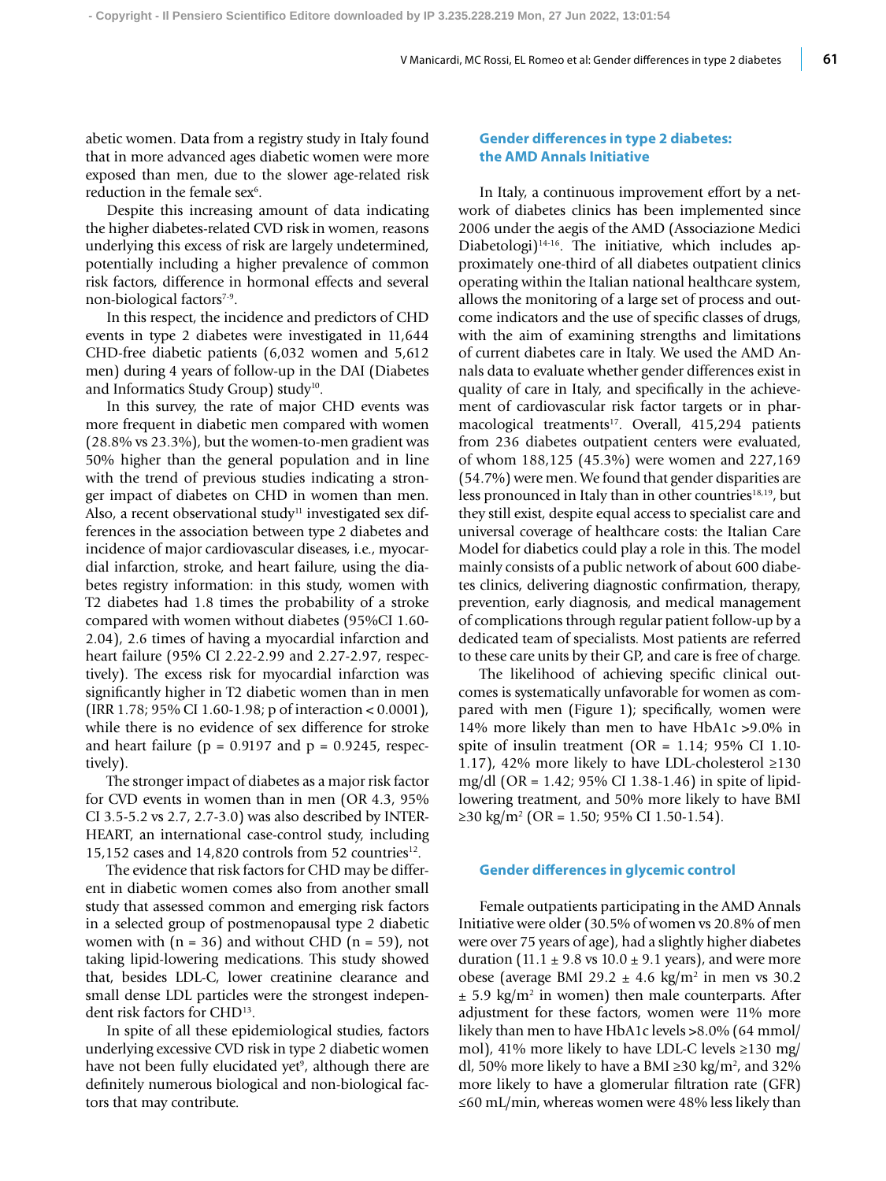abetic women. Data from a registry study in Italy found that in more advanced ages diabetic women were more exposed than men, due to the slower age-related risk reduction in the female sex[6].

Despite this increasing amount of data indicating the higher diabetes-related CVD risk in women, reasons underlying this excess of risk are largely undetermined, potentially including a higher prevalence of common risk factors, difference in hormonal effects and several non-biological factors[7-9].

In this respect, the incidence and predictors of CHD events in type 2 diabetes were investigated in 11,644 CHD-free diabetic patients (6,032 women and 5,612 men) during 4 years of follow-up in the DAI (Diabetes and Informatics Study Group) study[10].

In this survey, the rate of major CHD events was more frequent in diabetic men compared with women (28.8% vs 23.3%), but the women-to-men gradient was 50% higher than the general population and in line with the trend of previous studies indicating a stronger impact of diabetes on CHD in women than men. Also, a recent observational study[11] investigated sex differences in the association between type 2 diabetes and incidence of major cardiovascular diseases, i.e., myocardial infarction, stroke, and heart failure, using the diabetes registry information: in this study, women with T2 diabetes had 1.8 times the probability of a stroke compared with women without diabetes (95%CI 1.60-2.04), 2.6 times of having a myocardial infarction and heart failure (95% CI 2.22-2.99 and 2.27-2.97, respectively). The excess risk for myocardial infarction was significantly higher in T2 diabetic women than in men (IRR 1.78; 95% CI 1.60-1.98; p of interaction < 0.0001), while there is no evidence of sex difference for stroke and heart failure (p = 0.9197 and p = 0.9245, respectively).

The stronger impact of diabetes as a major risk factor for CVD events in women than in men (OR 4.3, 95% CI 3.5-5.2 vs 2.7, 2.7-3.0) was also described by INTERHEART, an international case-control study, including 15,152 cases and 14,820 controls from 52 countries[12].

The evidence that risk factors for CHD may be different in diabetic women comes also from another small study that assessed common and emerging risk factors in a selected group of postmenopausal type 2 diabetic women with (n = 36) and without CHD (n = 59), not taking lipid-lowering medications. This study showed that, besides LDL-C, lower creatinine clearance and small dense LDL particles were the strongest independent risk factors for CHD[13].

In spite of all these epidemiological studies, factors underlying excessive CVD risk in type 2 diabetic women have not been fully elucidated yet[9], although there are definitely numerous biological and non-biological factors that may contribute.

## Gender differences in type 2 diabetes: the AMD Annals Initiative

In Italy, a continuous improvement effort by a network of diabetes clinics has been implemented since 2006 under the aegis of the AMD (Associazione Medici Diabetologi)[14-16]. The initiative, which includes approximately one-third of all diabetes outpatient clinics operating within the Italian national healthcare system, allows the monitoring of a large set of process and outcome indicators and the use of specific classes of drugs, with the aim of examining strengths and limitations of current diabetes care in Italy. We used the AMD Annals data to evaluate whether gender differences exist in quality of care in Italy, and specifically in the achievement of cardiovascular risk factor targets or in pharmacological treatments[17]. Overall, 415,294 patients from 236 diabetes outpatient centers were evaluated, of whom 188,125 (45.3%) were women and 227,169 (54.7%) were men. We found that gender disparities are less pronounced in Italy than in other countries[18,19], but they still exist, despite equal access to specialist care and universal coverage of healthcare costs: the Italian Care Model for diabetics could play a role in this. The model mainly consists of a public network of about 600 diabetes clinics, delivering diagnostic confirmation, therapy, prevention, early diagnosis, and medical management of complications through regular patient follow-up by a dedicated team of specialists. Most patients are referred to these care units by their GP, and care is free of charge.

The likelihood of achieving specific clinical outcomes is systematically unfavorable for women as compared with men (Figure 1); specifically, women were 14% more likely than men to have HbA1c >9.0% in spite of insulin treatment (OR = 1.14; 95% CI 1.10-1.17), 42% more likely to have LDL-cholesterol ≥130 mg/dl (OR = 1.42; 95% CI 1.38-1.46) in spite of lipid-lowering treatment, and 50% more likely to have BMI ≥30 kg/m$^2$ (OR = 1.50; 95% CI 1.50-1.54).

## Gender differences in glycemic control

Female outpatients participating in the AMD Annals Initiative were older (30.5% of women vs 20.8% of men were over 75 years of age), had a slightly higher diabetes duration (11.1 ± 9.8 vs 10.0 ± 9.1 years), and were more obese (average BMI 29.2 ± 4.6 kg/m$^2$ in men vs 30.2 ± 5.9 kg/m$^2$ in women) then male counterparts. After adjustment for these factors, women were 11% more likely than men to have HbA1c levels >8.0% (64 mmol/mol), 41% more likely to have LDL-C levels ≥130 mg/dl, 50% more likely to have a BMI ≥30 kg/m$^2$, and 32% more likely to have a glomerular filtration rate (GFR) ≤60 mL/min, whereas women were 48% less likely than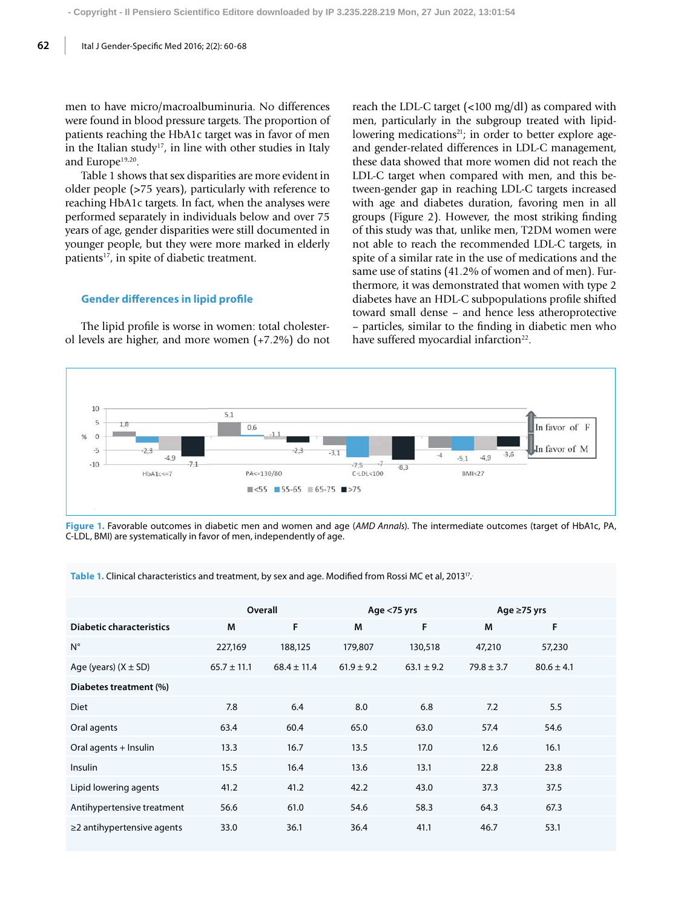men to have micro/macroalbuminuria. No differences were found in blood pressure targets. The proportion of patients reaching the HbA1c target was in favor of men in the Italian study[17], in line with other studies in Italy and Europe[19,20].

Table 1 shows that sex disparities are more evident in older people (>75 years), particularly with reference to reaching HbA1c targets. In fact, when the analyses were performed separately in individuals below and over 75 years of age, gender disparities were still documented in younger people, but they were more marked in elderly patients[17], in spite of diabetic treatment.

## Gender differences in lipid profile

The lipid profile is worse in women: total cholesterol levels are higher, and more women (+7.2%) do not reach the LDL-C target (<100 mg/dl) as compared with men, particularly in the subgroup treated with lipid-lowering medications[21]; in order to better explore age- and gender-related differences in LDL-C management, these data showed that more women did not reach the LDL-C target when compared with men, and this between-gender gap in reaching LDL-C targets increased with age and diabetes duration, favoring men in all groups (Figure 2). However, the most striking finding of this study was that, unlike men, T2DM women were not able to reach the recommended LDL-C targets, in spite of a similar rate in the use of medications and the same use of statins (41.2% of women and of men). Furthermore, it was demonstrated that women with type 2 diabetes have an HDL-C subpopulations profile shifted toward small dense – and hence less atheroprotective – particles, similar to the finding in diabetic men who have suffered myocardial infarction[22].

**Figure 1.** Favorable outcomes in diabetic men and women and age (*AMD Annals*). The intermediate outcomes (target of HbA1c, PA, C-LDL, BMI) are systematically in favor of men, independently of age.

**Table 1.** Clinical characteristics and treatment, by sex and age. Modified from Rossi MC et al, 2013[17].

| | Overall | | Age <75 yrs | | Age ≥75 yrs | |
|---|---|---|---|---|---|---|
| **Diabetic characteristics** | **M** | **F** | **M** | **F** | **M** | **F** |
| N° | 227,169 | 188,125 | 179,807 | 130,518 | 47,210 | 57,230 |
| Age (years) (X ± SD) | 65.7 ± 11.1 | 68.4 ± 11.4 | 61.9 ± 9.2 | 63.1 ± 9.2 | 79.8 ± 3.7 | 80.6 ± 4.1 |
| **Diabetes treatment (%)** | | | | | | |
| Diet | 7.8 | 6.4 | 8.0 | 6.8 | 7.2 | 5.5 |
| Oral agents | 63.4 | 60.4 | 65.0 | 63.0 | 57.4 | 54.6 |
| Oral agents + Insulin | 13.3 | 16.7 | 13.5 | 17.0 | 12.6 | 16.1 |
| Insulin | 15.5 | 16.4 | 13.6 | 13.1 | 22.8 | 23.8 |
| Lipid lowering agents | 41.2 | 41.2 | 42.2 | 43.0 | 37.3 | 37.5 |
| Antihypertensive treatment | 56.6 | 61.0 | 54.6 | 58.3 | 64.3 | 67.3 |
| ≥2 antihypertensive agents | 33.0 | 36.1 | 36.4 | 41.1 | 46.7 | 53.1 |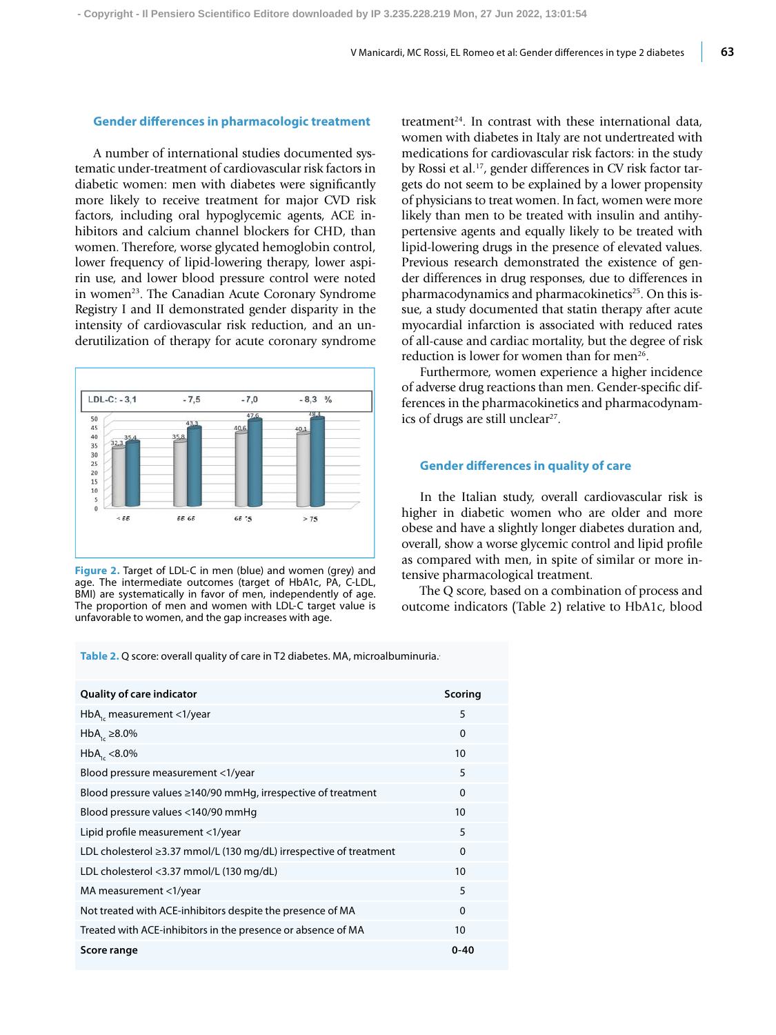## Gender differences in pharmacologic treatment

A number of international studies documented systematic under-treatment of cardiovascular risk factors in diabetic women: men with diabetes were significantly more likely to receive treatment for major CVD risk factors, including oral hypoglycemic agents, ACE inhibitors and calcium channel blockers for CHD, than women. Therefore, worse glycated hemoglobin control, lower frequency of lipid-lowering therapy, lower aspirin use, and lower blood pressure control were noted in women[23]. The Canadian Acute Coronary Syndrome Registry I and II demonstrated gender disparity in the intensity of cardiovascular risk reduction, and an underutilization of therapy for acute coronary syndrome treatment[24]. In contrast with these international data, women with diabetes in Italy are not undertreated with medications for cardiovascular risk factors: in the study by Rossi et al.[17], gender differences in CV risk factor targets do not seem to be explained by a lower propensity of physicians to treat women. In fact, women were more likely than men to be treated with insulin and antihypertensive agents and equally likely to be treated with lipid-lowering drugs in the presence of elevated values. Previous research demonstrated the existence of gender differences in drug responses, due to differences in pharmacodynamics and pharmacokinetics[25]. On this issue, a study documented that statin therapy after acute myocardial infarction is associated with reduced rates of all-cause and cardiac mortality, but the degree of risk reduction is lower for women than for men[26].

Furthermore, women experience a higher incidence of adverse drug reactions than men. Gender-specific differences in the pharmacokinetics and pharmacodynamics of drugs are still unclear[27].

**Figure 2.** Target of LDL-C in men (blue) and women (grey) and age. The intermediate outcomes (target of HbA1c, PA, C-LDL, BMI) are systematically in favor of men, independently of age. The proportion of men and women with LDL-C target value is unfavorable to women, and the gap increases with age.

## Gender differences in quality of care

In the Italian study, overall cardiovascular risk is higher in diabetic women who are older and more obese and have a slightly longer diabetes duration and, overall, show a worse glycemic control and lipid profile as compared with men, in spite of similar or more intensive pharmacological treatment.

The Q score, based on a combination of process and outcome indicators (Table 2) relative to HbA1c, blood

**Table 2.** Q score: overall quality of care in T2 diabetes. MA, microalbuminuria.

| Quality of care indicator | Scoring |
|---|---|
| $HbA_{1c}$ measurement <1/year | 5 |
| $HbA_{1c}$ ≥8.0% | 0 |
| $HbA_{1c}$ <8.0% | 10 |
| Blood pressure measurement <1/year | 5 |
| Blood pressure values ≥140/90 mmHg, irrespective of treatment | 0 |
| Blood pressure values <140/90 mmHg | 10 |
| Lipid profile measurement <1/year | 5 |
| LDL cholesterol ≥3.37 mmol/L (130 mg/dL) irrespective of treatment | 0 |
| LDL cholesterol <3.37 mmol/L (130 mg/dL) | 10 |
| MA measurement <1/year | 5 |
| Not treated with ACE-inhibitors despite the presence of MA | 0 |
| Treated with ACE-inhibitors in the presence or absence of MA | 10 |
| **Score range** | **0-40** |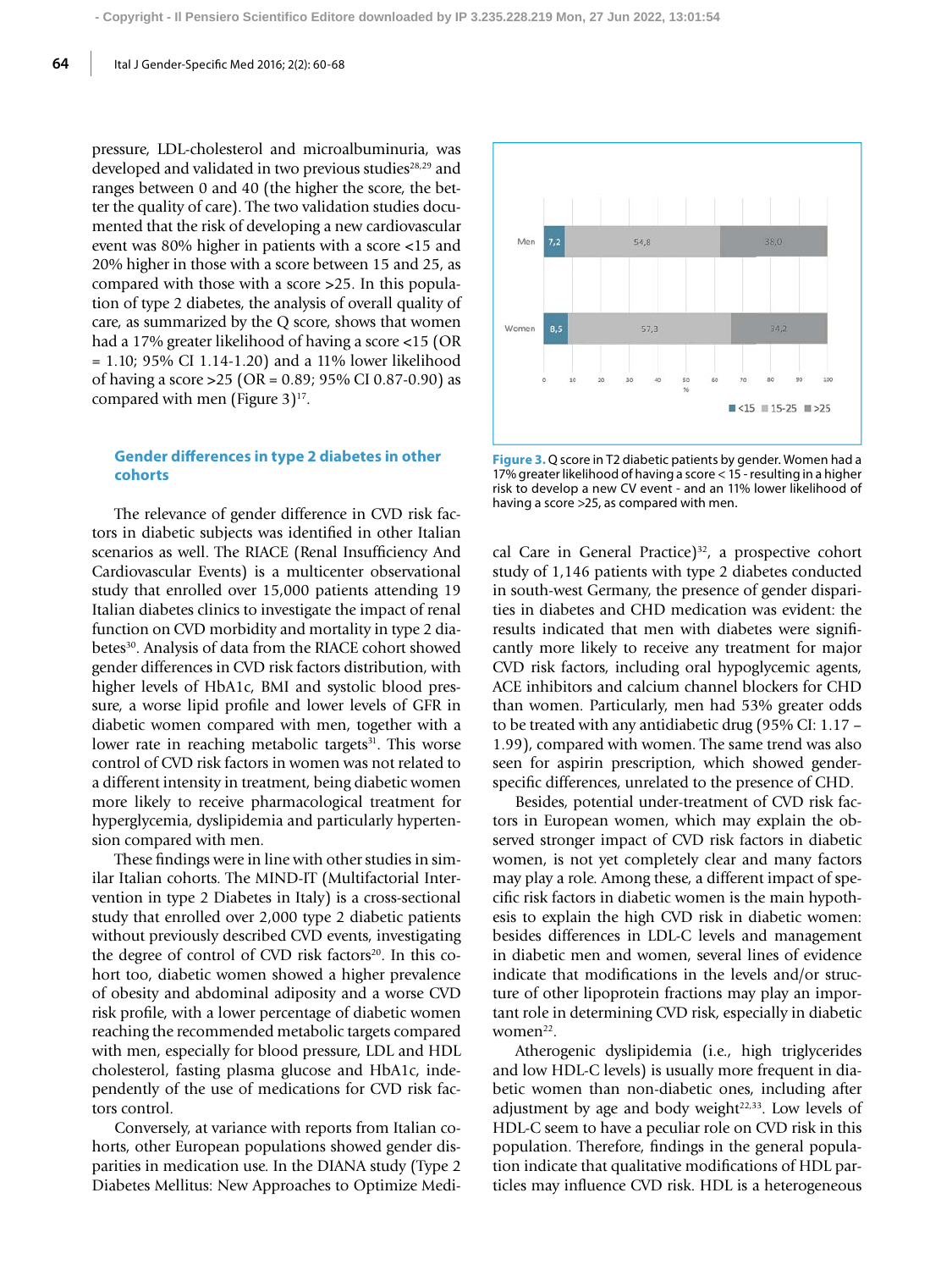pressure, LDL-cholesterol and microalbuminuria, was developed and validated in two previous studies[28,29] and ranges between 0 and 40 (the higher the score, the better the quality of care). The two validation studies documented that the risk of developing a new cardiovascular event was 80% higher in patients with a score <15 and 20% higher in those with a score between 15 and 25, as compared with those with a score >25. In this population of type 2 diabetes, the analysis of overall quality of care, as summarized by the Q score, shows that women had a 17% greater likelihood of having a score <15 (OR = 1.10; 95% CI 1.14-1.20) and a 11% lower likelihood of having a score >25 (OR = 0.89; 95% CI 0.87-0.90) as compared with men (Figure 3)[17].

**Figure 3.** Q score in T2 diabetic patients by gender. Women had a 17% greater likelihood of having a score < 15 - resulting in a higher risk to develop a new CV event - and an 11% lower likelihood of having a score >25, as compared with men.

## Gender differences in type 2 diabetes in other cohorts

The relevance of gender difference in CVD risk factors in diabetic subjects was identified in other Italian scenarios as well. The RIACE (Renal Insufficiency And Cardiovascular Events) is a multicenter observational study that enrolled over 15,000 patients attending 19 Italian diabetes clinics to investigate the impact of renal function on CVD morbidity and mortality in type 2 diabetes[30]. Analysis of data from the RIACE cohort showed gender differences in CVD risk factors distribution, with higher levels of HbA1c, BMI and systolic blood pressure, a worse lipid profile and lower levels of GFR in diabetic women compared with men, together with a lower rate in reaching metabolic targets[31]. This worse control of CVD risk factors in women was not related to a different intensity in treatment, being diabetic women more likely to receive pharmacological treatment for hyperglycemia, dyslipidemia and particularly hypertension compared with men.

These findings were in line with other studies in similar Italian cohorts. The MIND-IT (Multifactorial Intervention in type 2 Diabetes in Italy) is a cross-sectional study that enrolled over 2,000 type 2 diabetic patients without previously described CVD events, investigating the degree of control of CVD risk factors[20]. In this cohort too, diabetic women showed a higher prevalence of obesity and abdominal adiposity and a worse CVD risk profile, with a lower percentage of diabetic women reaching the recommended metabolic targets compared with men, especially for blood pressure, LDL and HDL cholesterol, fasting plasma glucose and HbA1c, independently of the use of medications for CVD risk factors control.

Conversely, at variance with reports from Italian cohorts, other European populations showed gender disparities in medication use. In the DIANA study (Type 2 Diabetes Mellitus: New Approaches to Optimize Medical Care in General Practice)[32], a prospective cohort study of 1,146 patients with type 2 diabetes conducted in south-west Germany, the presence of gender disparities in diabetes and CHD medication was evident: the results indicated that men with diabetes were significantly more likely to receive any treatment for major CVD risk factors, including oral hypoglycemic agents, ACE inhibitors and calcium channel blockers for CHD than women. Particularly, men had 53% greater odds to be treated with any antidiabetic drug (95% CI: 1.17 – 1.99), compared with women. The same trend was also seen for aspirin prescription, which showed gender-specific differences, unrelated to the presence of CHD.

Besides, potential under-treatment of CVD risk factors in European women, which may explain the observed stronger impact of CVD risk factors in diabetic women, is not yet completely clear and many factors may play a role. Among these, a different impact of specific risk factors in diabetic women is the main hypothesis to explain the high CVD risk in diabetic women: besides differences in LDL-C levels and management in diabetic men and women, several lines of evidence indicate that modifications in the levels and/or structure of other lipoprotein fractions may play an important role in determining CVD risk, especially in diabetic women[22].

Atherogenic dyslipidemia (i.e., high triglycerides and low HDL-C levels) is usually more frequent in diabetic women than non-diabetic ones, including after adjustment by age and body weight[22,33]. Low levels of HDL-C seem to have a peculiar role on CVD risk in this population. Therefore, findings in the general population indicate that qualitative modifications of HDL particles may influence CVD risk. HDL is a heterogeneous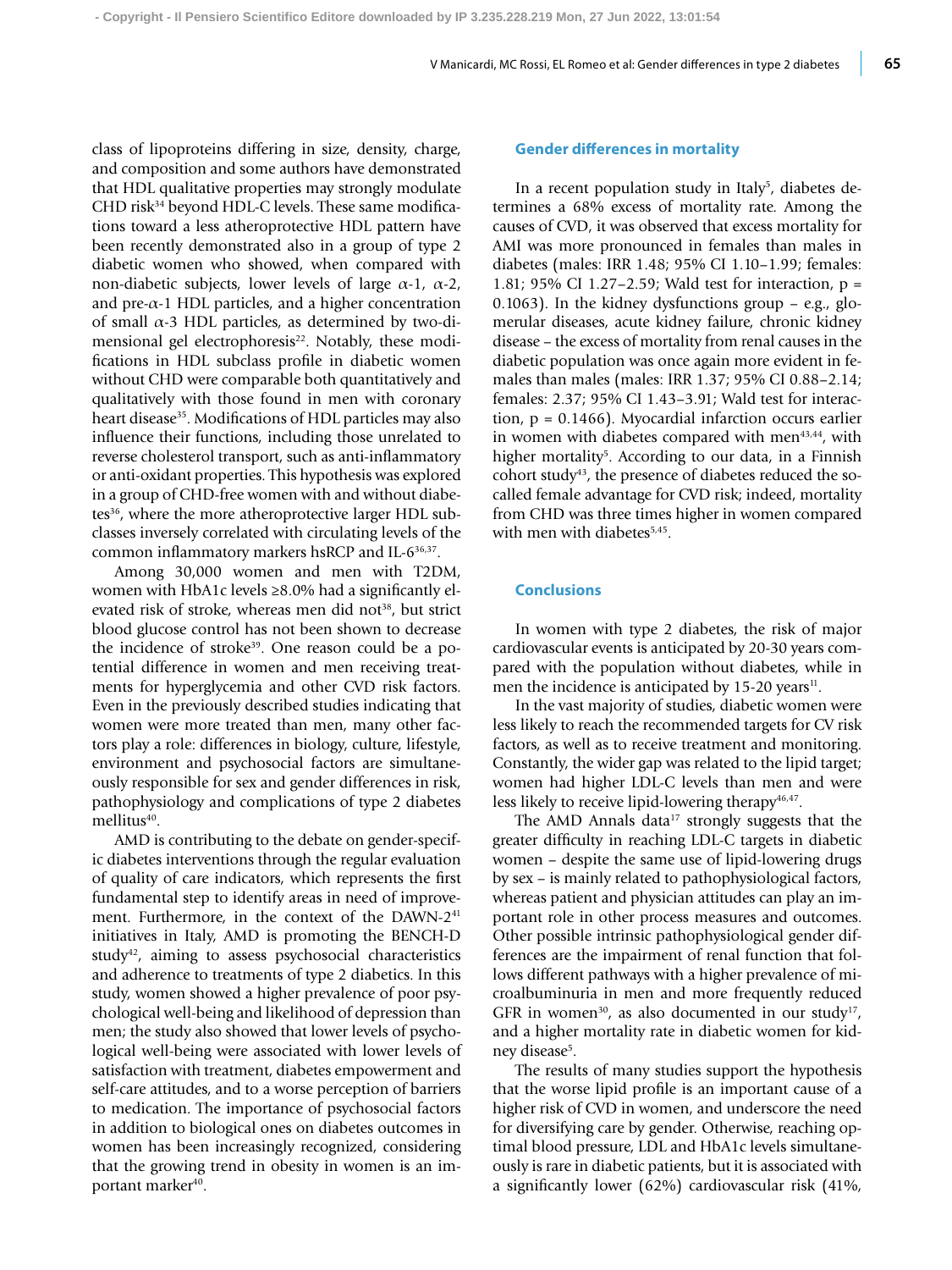class of lipoproteins differing in size, density, charge, and composition and some authors have demonstrated that HDL qualitative properties may strongly modulate CHD risk[34] beyond HDL-C levels. These same modifications toward a less atheroprotective HDL pattern have been recently demonstrated also in a group of type 2 diabetic women who showed, when compared with non-diabetic subjects, lower levels of large $\alpha$-1, $\alpha$-2, and pre-$\alpha$-1 HDL particles, and a higher concentration of small $\alpha$-3 HDL particles, as determined by two-dimensional gel electrophoresis[22]. Notably, these modifications in HDL subclass profile in diabetic women without CHD were comparable both quantitatively and qualitatively with those found in men with coronary heart disease[35]. Modifications of HDL particles may also influence their functions, including those unrelated to reverse cholesterol transport, such as anti-inflammatory or anti-oxidant properties. This hypothesis was explored in a group of CHD-free women with and without diabetes[36], where the more atheroprotective larger HDL subclasses inversely correlated with circulating levels of the common inflammatory markers hsRCP and IL-6[36,37].

Among 30,000 women and men with T2DM, women with HbA1c levels ≥8.0% had a significantly elevated risk of stroke, whereas men did not[38], but strict blood glucose control has not been shown to decrease the incidence of stroke[39]. One reason could be a potential difference in women and men receiving treatments for hyperglycemia and other CVD risk factors. Even in the previously described studies indicating that women were more treated than men, many other factors play a role: differences in biology, culture, lifestyle, environment and psychosocial factors are simultaneously responsible for sex and gender differences in risk, pathophysiology and complications of type 2 diabetes mellitus[40].

AMD is contributing to the debate on gender-specific diabetes interventions through the regular evaluation of quality of care indicators, which represents the first fundamental step to identify areas in need of improvement. Furthermore, in the context of the DAWN-2[41] initiatives in Italy, AMD is promoting the BENCH-D study[42], aiming to assess psychosocial characteristics and adherence to treatments of type 2 diabetics. In this study, women showed a higher prevalence of poor psychological well-being and likelihood of depression than men; the study also showed that lower levels of psychological well-being were associated with lower levels of satisfaction with treatment, diabetes empowerment and self-care attitudes, and to a worse perception of barriers to medication. The importance of psychosocial factors in addition to biological ones on diabetes outcomes in women has been increasingly recognized, considering that the growing trend in obesity in women is an important marker[40].

## Gender differences in mortality

In a recent population study in Italy[5], diabetes determines a 68% excess of mortality rate. Among the causes of CVD, it was observed that excess mortality for AMI was more pronounced in females than males in diabetes (males: IRR 1.48; 95% CI 1.10–1.99; females: 1.81; 95% CI 1.27–2.59; Wald test for interaction, $p = 0.1063$). In the kidney dysfunctions group – e.g., glomerular diseases, acute kidney failure, chronic kidney disease – the excess of mortality from renal causes in the diabetic population was once again more evident in females than males (males: IRR 1.37; 95% CI 0.88–2.14; females: 2.37; 95% CI 1.43–3.91; Wald test for interaction, $p = 0.1466$). Myocardial infarction occurs earlier in women with diabetes compared with men[43,44], with higher mortality[5]. According to our data, in a Finnish cohort study[43], the presence of diabetes reduced the so-called female advantage for CVD risk; indeed, mortality from CHD was three times higher in women compared with men with diabetes[5,45].

## Conclusions

In women with type 2 diabetes, the risk of major cardiovascular events is anticipated by 20-30 years compared with the population without diabetes, while in men the incidence is anticipated by 15-20 years[11].

In the vast majority of studies, diabetic women were less likely to reach the recommended targets for CV risk factors, as well as to receive treatment and monitoring. Constantly, the wider gap was related to the lipid target; women had higher LDL-C levels than men and were less likely to receive lipid-lowering therapy[46,47].

The AMD Annals data[17] strongly suggests that the greater difficulty in reaching LDL-C targets in diabetic women – despite the same use of lipid-lowering drugs by sex – is mainly related to pathophysiological factors, whereas patient and physician attitudes can play an important role in other process measures and outcomes. Other possible intrinsic pathophysiological gender differences are the impairment of renal function that follows different pathways with a higher prevalence of microalbuminuria in men and more frequently reduced GFR in women[30], as also documented in our study[17], and a higher mortality rate in diabetic women for kidney disease[5].

The results of many studies support the hypothesis that the worse lipid profile is an important cause of a higher risk of CVD in women, and underscore the need for diversifying care by gender. Otherwise, reaching optimal blood pressure, LDL and HbA1c levels simultaneously is rare in diabetic patients, but it is associated with a significantly lower (62%) cardiovascular risk (41%,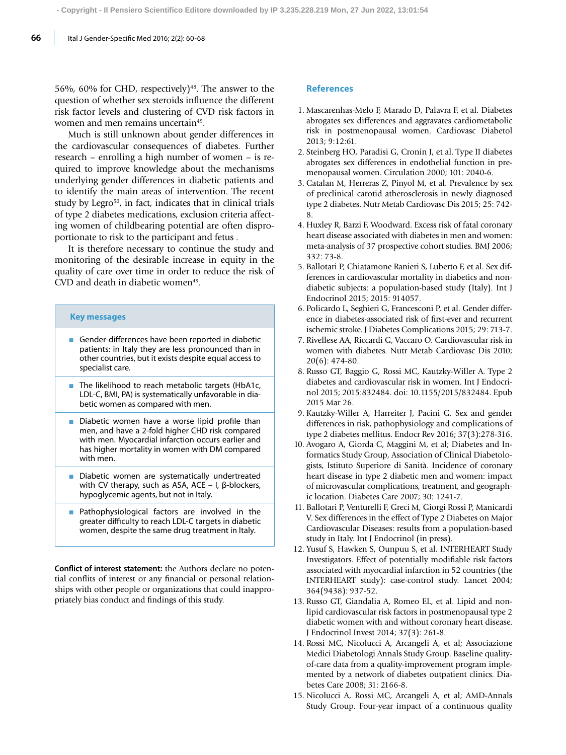56%, 60% for CHD, respectively)[48]. The answer to the question of whether sex steroids influence the different risk factor levels and clustering of CVD risk factors in women and men remains uncertain[49].

Much is still unknown about gender differences in the cardiovascular consequences of diabetes. Further research – enrolling a high number of women – is required to improve knowledge about the mechanisms underlying gender differences in diabetic patients and to identify the main areas of intervention. The recent study by Legro[50], in fact, indicates that in clinical trials of type 2 diabetes medications, exclusion criteria affecting women of childbearing potential are often disproportionate to risk to the participant and fetus .

It is therefore necessary to continue the study and monitoring of the desirable increase in equity in the quality of care over time in order to reduce the risk of CVD and death in diabetic women[49].

### Key messages

- Gender-differences have been reported in diabetic patients: in Italy they are less pronounced than in other countries, but it exists despite equal access to specialist care.
- The likelihood to reach metabolic targets (HbA1c, LDL-C, BMI, PA) is systematically unfavorable in diabetic women as compared with men.
- Diabetic women have a worse lipid profile than men, and have a 2-fold higher CHD risk compared with men. Myocardial infarction occurs earlier and has higher mortality in women with DM compared with men.
- Diabetic women are systematically undertreated with CV therapy, such as ASA, ACE – I, β-blockers, hypoglycemic agents, but not in Italy.
- Pathophysiological factors are involved in the greater difficulty to reach LDL-C targets in diabetic women, despite the same drug treatment in Italy.

**Conflict of interest statement:** the Authors declare no potential conflits of interest or any financial or personal relationships with other people or organizations that could inappropriately bias conduct and findings of this study.

## References

1. Mascarenhas-Melo F, Marado D, Palavra F, et al. Diabetes abrogates sex differences and aggravates cardiometabolic risk in postmenopausal women. Cardiovasc Diabetol 2013; 9:12:61.
2. Steinberg HO, Paradisi G, Cronin J, et al. Type II diabetes abrogates sex differences in endothelial function in premenopausal women. Circulation 2000; 101: 2040-6.
3. Catalan M, Herreras Z, Pinyol M, et al. Prevalence by sex of preclinical carotid atherosclerosis in newly diagnosed type 2 diabetes. Nutr Metab Cardiovasc Dis 2015; 25: 742-8.
4. Huxley R, Barzi F, Woodward. Excess risk of fatal coronary heart disease associated with diabetes in men and women: meta-analysis of 37 prospective cohort studies. BMJ 2006; 332: 73-8.
5. Ballotari P, Chiatamone Ranieri S, Luberto F, et al. Sex differences in cardiovascular mortality in diabetics and nondiabetic subjects: a population-based study (Italy). Int J Endocrinol 2015; 2015: 914057.
6. Policardo L, Seghieri G, Francesconi P, et al. Gender difference in diabetes-associated risk of first-ever and recurrent ischemic stroke. J Diabetes Complications 2015; 29: 713-7.
7. Rivellese AA, Riccardi G, Vaccaro O. Cardiovascular risk in women with diabetes. Nutr Metab Cardiovasc Dis 2010; 20(6): 474-80.
8. Russo GT, Baggio G, Rossi MC, Kautzky-Willer A. Type 2 diabetes and cardiovascular risk in women. Int J Endocrinol 2015; 2015:832484. doi: 10.1155/2015/832484. Epub 2015 Mar 26.
9. Kautzky-Willer A, Harreiter J, Pacini G. Sex and gender differences in risk, pathophysiology and complications of type 2 diabetes mellitus. Endocr Rev 2016; 37(3):278-316.
10. Avogaro A, Giorda C, Maggini M, et al; Diabetes and Informatics Study Group, Association of Clinical Diabetologists, Istituto Superiore di Sanità. Incidence of coronary heart disease in type 2 diabetic men and women: impact of microvascular complications, treatment, and geographic location. Diabetes Care 2007; 30: 1241-7.
11. Ballotari P, Venturelli F, Greci M, Giorgi Rossi P, Manicardi V. Sex differences in the effect of Type 2 Diabetes on Major Cardiovascular Diseases: results from a population-based study in Italy. Int J Endocrinol (in press).
12. Yusuf S, Hawken S, Ounpuu S, et al. INTERHEART Study Investigators. Effect of potentially modifiable risk factors associated with myocardial infarction in 52 countries (the INTERHEART study): case-control study. Lancet 2004; 364(9438): 937-52.
13. Russo GT, Giandalia A, Romeo EL, et al. Lipid and non-lipid cardiovascular risk factors in postmenopausal type 2 diabetic women with and without coronary heart disease. J Endocrinol Invest 2014; 37(3): 261-8.
14. Rossi MC, Nicolucci A, Arcangeli A, et al; Associazione Medici Diabetologi Annals Study Group. Baseline quality-of-care data from a quality-improvement program implemented by a network of diabetes outpatient clinics. Diabetes Care 2008; 31: 2166-8.
15. Nicolucci A, Rossi MC, Arcangeli A, et al; AMD-Annals Study Group. Four-year impact of a continuous quality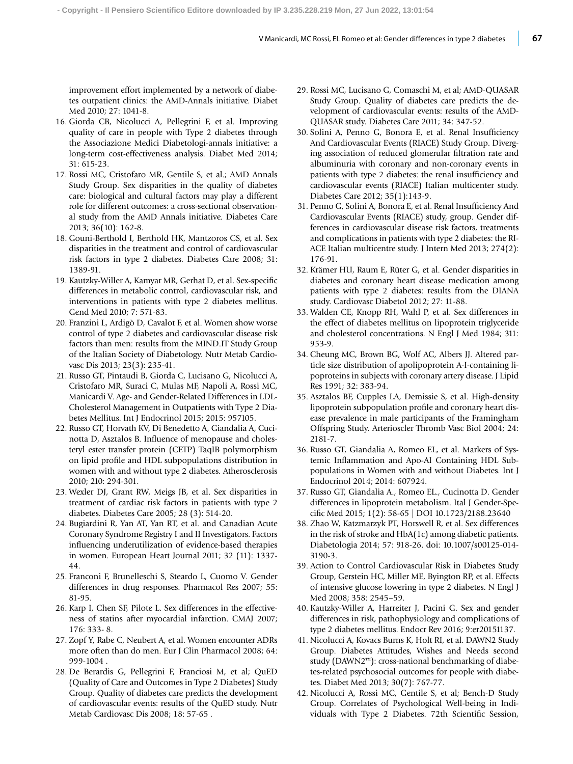improvement effort implemented by a network of diabetes outpatient clinics: the AMD-Annals initiative. Diabet Med 2010; 27: 1041-8.

16. Giorda CB, Nicolucci A, Pellegrini F, et al. Improving quality of care in people with Type 2 diabetes through the Associazione Medici Diabetologi-annals initiative: a long-term cost-effectiveness analysis. Diabet Med 2014; 31: 615-23.
17. Rossi MC, Cristofaro MR, Gentile S, et al.; AMD Annals Study Group. Sex disparities in the quality of diabetes care: biological and cultural factors may play a different role for different outcomes: a cross-sectional observational study from the AMD Annals initiative. Diabetes Care 2013; 36(10): 162-8.
18. Gouni-Berthold I, Berthold HK, Mantzoros CS, et al. Sex disparities in the treatment and control of cardiovascular risk factors in type 2 diabetes. Diabetes Care 2008; 31: 1389-91.
19. Kautzky-Willer A, Kamyar MR, Gerhat D, et al. Sex-specific differences in metabolic control, cardiovascular risk, and interventions in patients with type 2 diabetes mellitus. Gend Med 2010; 7: 571-83.
20. Franzini L, Ardigò D, Cavalot F, et al. Women show worse control of type 2 diabetes and cardiovascular disease risk factors than men: results from the MIND.IT Study Group of the Italian Society of Diabetology. Nutr Metab Cardiovasc Dis 2013; 23(3): 235-41.
21. Russo GT, Pintaudi B, Giorda C, Lucisano G, Nicolucci A, Cristofaro MR, Suraci C, Mulas MF, Napoli A, Rossi MC, Manicardi V. Age- and Gender-Related Differences in LDL-Cholesterol Management in Outpatients with Type 2 Diabetes Mellitus. Int J Endocrinol 2015; 2015: 957105.
22. Russo GT, Horvath KV, Di Benedetto A, Giandalia A, Cucinotta D, Asztalos B. Influence of menopause and cholesteryl ester transfer protein (CETP) TaqIB polymorphism on lipid profile and HDL subpopulations distribution in women with and without type 2 diabetes. Atherosclerosis 2010; 210: 294-301.
23. Wexler DJ, Grant RW, Meigs JB, et al. Sex disparities in treatment of cardiac risk factors in patients with type 2 diabetes. Diabetes Care 2005; 28 (3): 514-20.
24. Bugiardini R, Yan AT, Yan RT, et al. and Canadian Acute Coronary Syndrome Registry I and II Investigators. Factors influencing underutilization of evidence-based therapies in women. European Heart Journal 2011; 32 (11): 1337-44.
25. Franconi F, Brunelleschi S, Steardo L, Cuomo V. Gender differences in drug responses. Pharmacol Res 2007; 55: 81-95.
26. Karp I, Chen SF, Pilote L. Sex differences in the effectiveness of statins after myocardial infarction. CMAJ 2007; 176: 333- 8.
27. Zopf Y, Rabe C, Neubert A, et al. Women encounter ADRs more often than do men. Eur J Clin Pharmacol 2008; 64: 999-1004 .
28. De Berardis G, Pellegrini F, Franciosi M, et al; QuED (Quality of Care and Outcomes in Type 2 Diabetes) Study Group. Quality of diabetes care predicts the development of cardiovascular events: results of the QuED study. Nutr Metab Cardiovasc Dis 2008; 18: 57-65 .
29. Rossi MC, Lucisano G, Comaschi M, et al; AMD-QUASAR Study Group. Quality of diabetes care predicts the development of cardiovascular events: results of the AMD-QUASAR study. Diabetes Care 2011; 34: 347-52.
30. Solini A, Penno G, Bonora E, et al. Renal Insufficiency And Cardiovascular Events (RIACE) Study Group. Diverging association of reduced glomerular filtration rate and albuminuria with coronary and non-coronary events in patients with type 2 diabetes: the renal insufficiency and cardiovascular events (RIACE) Italian multicenter study. Diabetes Care 2012; 35(1):143-9.
31. Penno G, Solini A, Bonora E, et al. Renal Insufficiency And Cardiovascular Events (RIACE) study, group. Gender differences in cardiovascular disease risk factors, treatments and complications in patients with type 2 diabetes: the RIACE Italian multicentre study. J Intern Med 2013; 274(2): 176-91.
32. Krämer HU, Raum E, Rüter G, et al. Gender disparities in diabetes and coronary heart disease medication among patients with type 2 diabetes: results from the DIANA study. Cardiovasc Diabetol 2012; 27: 11-88.
33. Walden CE, Knopp RH, Wahl P, et al. Sex differences in the effect of diabetes mellitus on lipoprotein triglyceride and cholesterol concentrations. N Engl J Med 1984; 311: 953-9.
34. Cheung MC, Brown BG, Wolf AC, Albers JJ. Altered particle size distribution of apolipoprotein A-I-containing lipoproteins in subjects with coronary artery disease. J Lipid Res 1991; 32: 383-94.
35. Asztalos BF, Cupples LA, Demissie S, et al. High-density lipoprotein subpopulation profile and coronary heart disease prevalence in male participants of the Framingham Offspring Study. Arterioscler Thromb Vasc Biol 2004; 24: 2181-7.
36. Russo GT, Giandalia A, Romeo EL, et al. Markers of Systemic Inflammation and Apo-AI Containing HDL Subpopulations in Women with and without Diabetes. Int J Endocrinol 2014; 2014: 607924.
37. Russo GT, Giandalia A., Romeo EL., Cucinotta D. Gender differences in lipoprotein metabolism. Ital J Gender-Specific Med 2015; 1(2): 58-65 | DOI 10.1723/2188.23640
38. Zhao W, Katzmarzyk PT, Horswell R, et al. Sex differences in the risk of stroke and HbA(1c) among diabetic patients. Diabetologia 2014; 57: 918-26. doi: 10.1007/s00125-014-3190-3.
39. Action to Control Cardiovascular Risk in Diabetes Study Group, Gerstein HC, Miller ME, Byington RP, et al. Effects of intensive glucose lowering in type 2 diabetes. N Engl J Med 2008; 358: 2545–59.
40. Kautzky-Willer A, Harreiter J, Pacini G. Sex and gender differences in risk, pathophysiology and complications of type 2 diabetes mellitus. Endocr Rev 2016; 9:er20151137.
41. Nicolucci A, Kovacs Burns K, Holt RI, et al. DAWN2 Study Group. Diabetes Attitudes, Wishes and Needs second study (DAWN2™): cross-national benchmarking of diabetes-related psychosocial outcomes for people with diabetes. Diabet Med 2013; 30(7): 767-77.
42. Nicolucci A, Rossi MC, Gentile S, et al; Bench-D Study Group. Correlates of Psychological Well-being in Individuals with Type 2 Diabetes. 72th Scientific Session,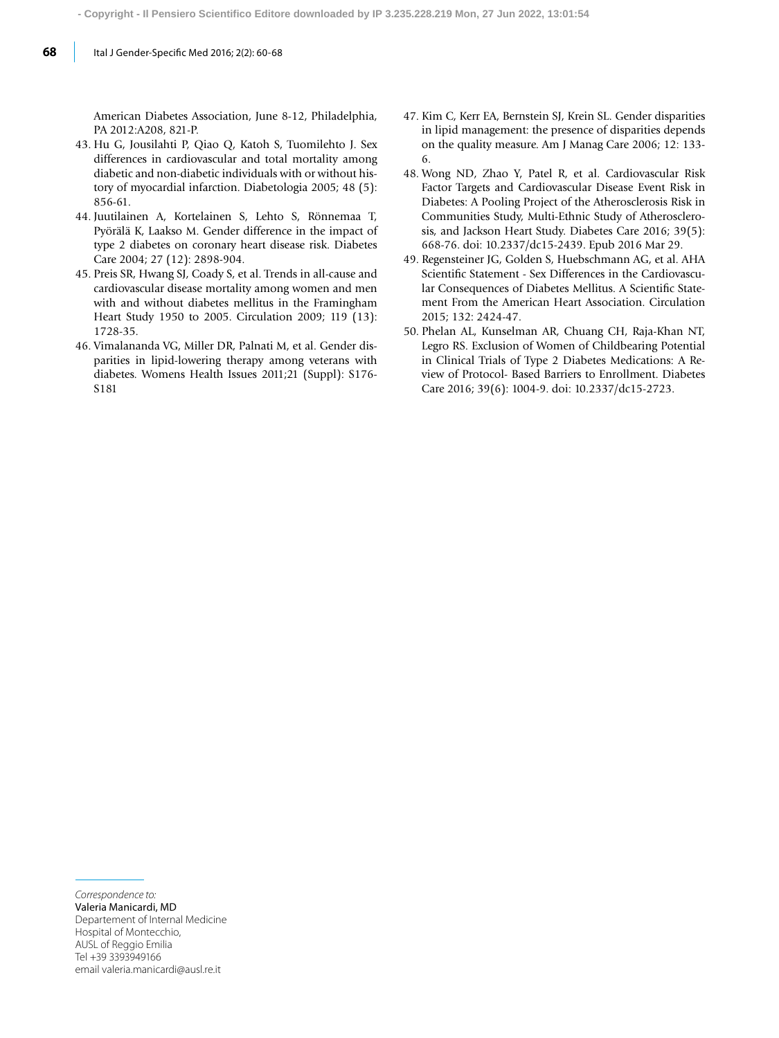American Diabetes Association, June 8-12, Philadelphia, PA 2012:A208, 821-P.

43. Hu G, Jousilahti P, Qiao Q, Katoh S, Tuomilehto J. Sex differences in cardiovascular and total mortality among diabetic and non-diabetic individuals with or without history of myocardial infarction. Diabetologia 2005; 48 (5): 856-61.
44. Juutilainen A, Kortelainen S, Lehto S, Rönnemaa T, Pyörälä K, Laakso M. Gender difference in the impact of type 2 diabetes on coronary heart disease risk. Diabetes Care 2004; 27 (12): 2898-904.
45. Preis SR, Hwang SJ, Coady S, et al. Trends in all-cause and cardiovascular disease mortality among women and men with and without diabetes mellitus in the Framingham Heart Study 1950 to 2005. Circulation 2009; 119 (13): 1728-35.
46. Vimalananda VG, Miller DR, Palnati M, et al. Gender disparities in lipid-lowering therapy among veterans with diabetes. Womens Health Issues 2011;21 (Suppl): S176-S181
47. Kim C, Kerr EA, Bernstein SJ, Krein SL. Gender disparities in lipid management: the presence of disparities depends on the quality measure. Am J Manag Care 2006; 12: 133-6.
48. Wong ND, Zhao Y, Patel R, et al. Cardiovascular Risk Factor Targets and Cardiovascular Disease Event Risk in Diabetes: A Pooling Project of the Atherosclerosis Risk in Communities Study, Multi-Ethnic Study of Atherosclerosis, and Jackson Heart Study. Diabetes Care 2016; 39(5): 668-76. doi: 10.2337/dc15-2439. Epub 2016 Mar 29.
49. Regensteiner JG, Golden S, Huebschmann AG, et al. AHA Scientific Statement - Sex Differences in the Cardiovascular Consequences of Diabetes Mellitus. A Scientific Statement From the American Heart Association. Circulation 2015; 132: 2424-47.
50. Phelan AL, Kunselman AR, Chuang CH, Raja-Khan NT, Legro RS. Exclusion of Women of Childbearing Potential in Clinical Trials of Type 2 Diabetes Medications: A Review of Protocol- Based Barriers to Enrollment. Diabetes Care 2016; 39(6): 1004-9. doi: 10.2337/dc15-2723.

*Correspondence to:*
Valeria Manicardi, MD
Departement of Internal Medicine
Hospital of Montecchio,
AUSL of Reggio Emilia
Tel +39 3393949166
email valeria.manicardi@ausl.re.it